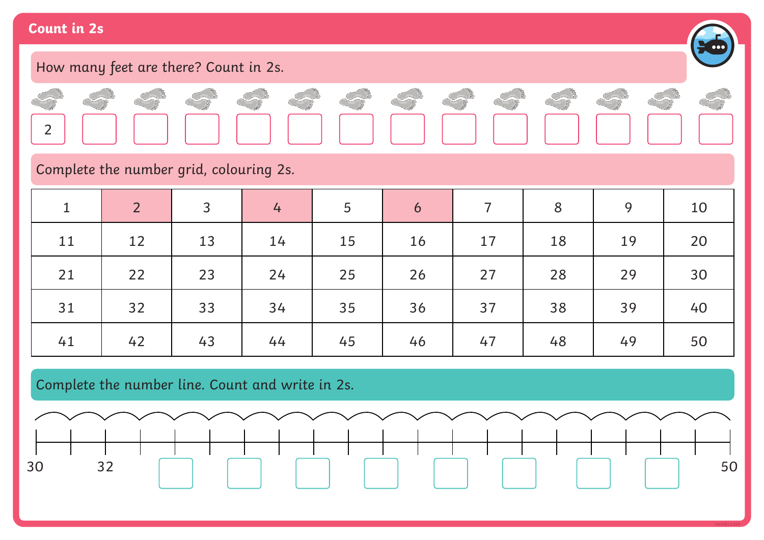# Count in 2s

How many feet are there? Count in 2s.

| 2 | | | | | | | | | | | | | |
|---|---|---|---|---|---|---|---|---|---|---|---|---|---|

Complete the number grid, colouring 2s.

| 1 | 2 | 3 | 4 | 5 | 6 | 7 | 8 | 9 | 10 |
|---|---|---|---|---|---|---|---|---|---|
| 11 | 12 | 13 | 14 | 15 | 16 | 17 | 18 | 19 | 20 |
| 21 | 22 | 23 | 24 | 25 | 26 | 27 | 28 | 29 | 30 |
| 31 | 32 | 33 | 34 | 35 | 36 | 37 | 38 | 39 | 40 |
| 41 | 42 | 43 | 44 | 45 | 46 | 47 | 48 | 49 | 50 |

Complete the number line. Count and write in 2s.

30, 32, ☐, ☐, ☐, ☐, ☐, ☐, ☐, ☐, 50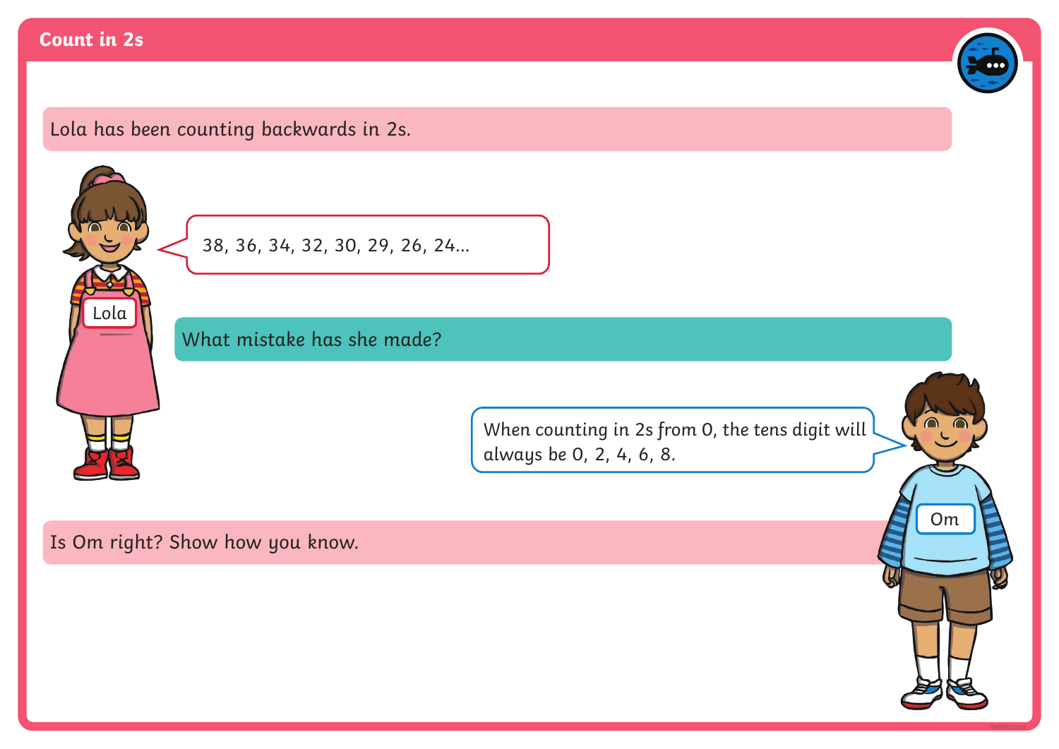## Count in 2s

Lola has been counting backwards in 2s.

Lola: 38, 36, 34, 32, 30, 29, 26, 24...

What mistake has she made?

Om: When counting in 2s from 0, the tens digit will always be 0, 2, 4, 6, 8.

Is Om right? Show how you know.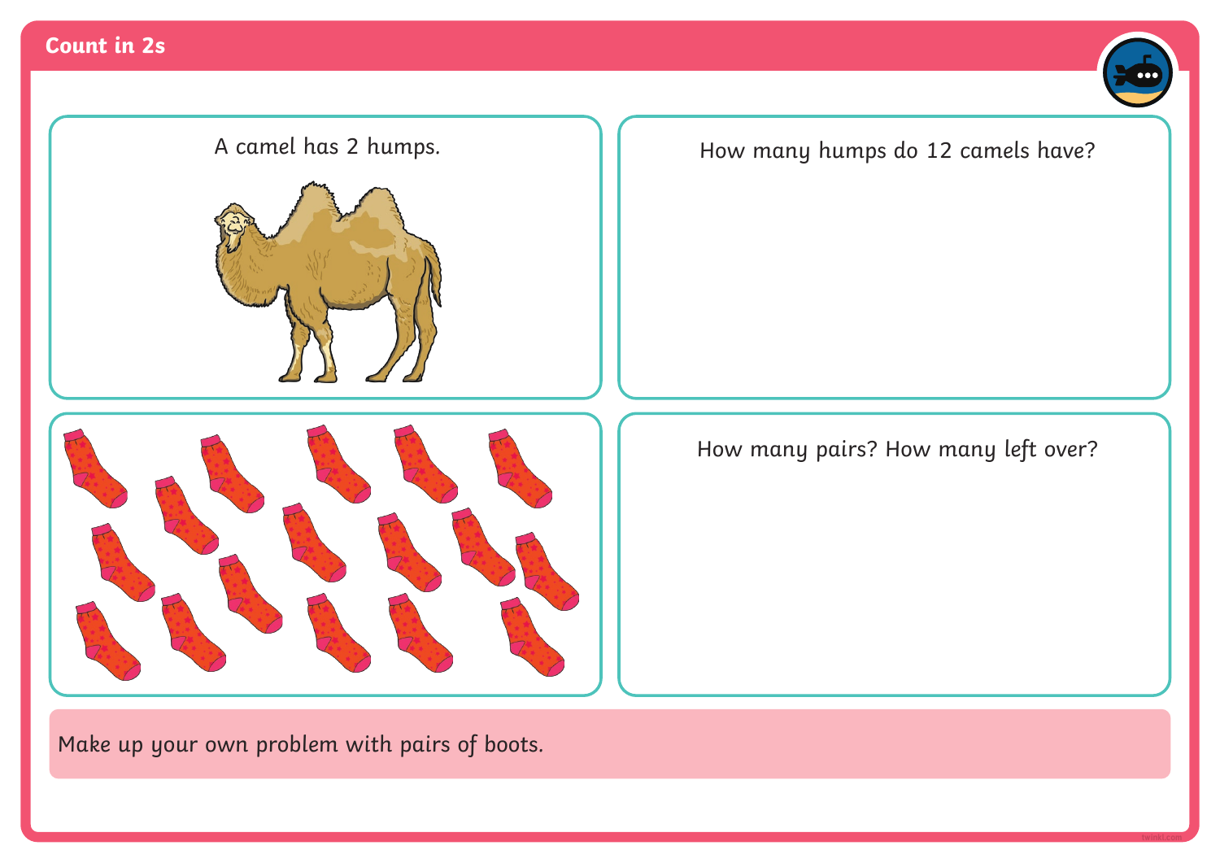## Count in 2s

A camel has 2 humps.

How many humps do 12 camels have?

How many pairs? How many left over?

Make up your own problem with pairs of boots.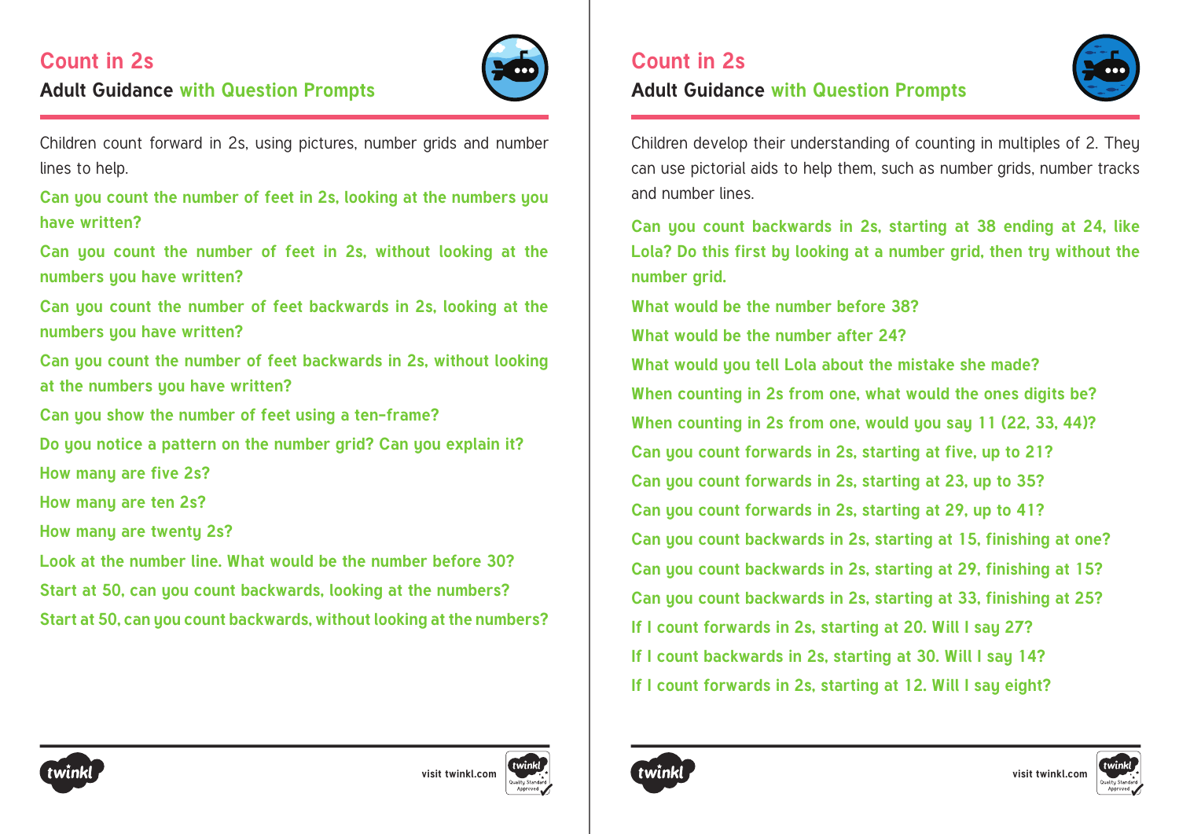# Count in 2s

## Adult Guidance with Question Prompts

Children count forward in 2s, using pictures, number grids and number lines to help.

**Can you count the number of feet in 2s, looking at the numbers you have written?**

**Can you count the number of feet in 2s, without looking at the numbers you have written?**

**Can you count the number of feet backwards in 2s, looking at the numbers you have written?**

**Can you count the number of feet backwards in 2s, without looking at the numbers you have written?**

**Can you show the number of feet using a ten-frame?**

**Do you notice a pattern on the number grid? Can you explain it?**

**How many are five 2s?**

**How many are ten 2s?**

**How many are twenty 2s?**

**Look at the number line. What would be the number before 30?**

**Start at 50, can you count backwards, looking at the numbers?**

**Start at 50, can you count backwards, without looking at the numbers?**

# Count in 2s

## Adult Guidance with Question Prompts

Children develop their understanding of counting in multiples of 2. They can use pictorial aids to help them, such as number grids, number tracks and number lines.

**Can you count backwards in 2s, starting at 38 ending at 24, like Lola? Do this first by looking at a number grid, then try without the number grid.**

**What would be the number before 38?**

**What would be the number after 24?**

**What would you tell Lola about the mistake she made?**

**When counting in 2s from one, what would the ones digits be?**

**When counting in 2s from one, would you say 11 (22, 33, 44)?**

**Can you count forwards in 2s, starting at five, up to 21?**

**Can you count forwards in 2s, starting at 23, up to 35?**

**Can you count forwards in 2s, starting at 29, up to 41?**

**Can you count backwards in 2s, starting at 15, finishing at one?**

**Can you count backwards in 2s, starting at 29, finishing at 15?**

**Can you count backwards in 2s, starting at 33, finishing at 25?**

**If I count forwards in 2s, starting at 20. Will I say 27?**

**If I count backwards in 2s, starting at 30. Will I say 14?**

**If I count forwards in 2s, starting at 12. Will I say eight?**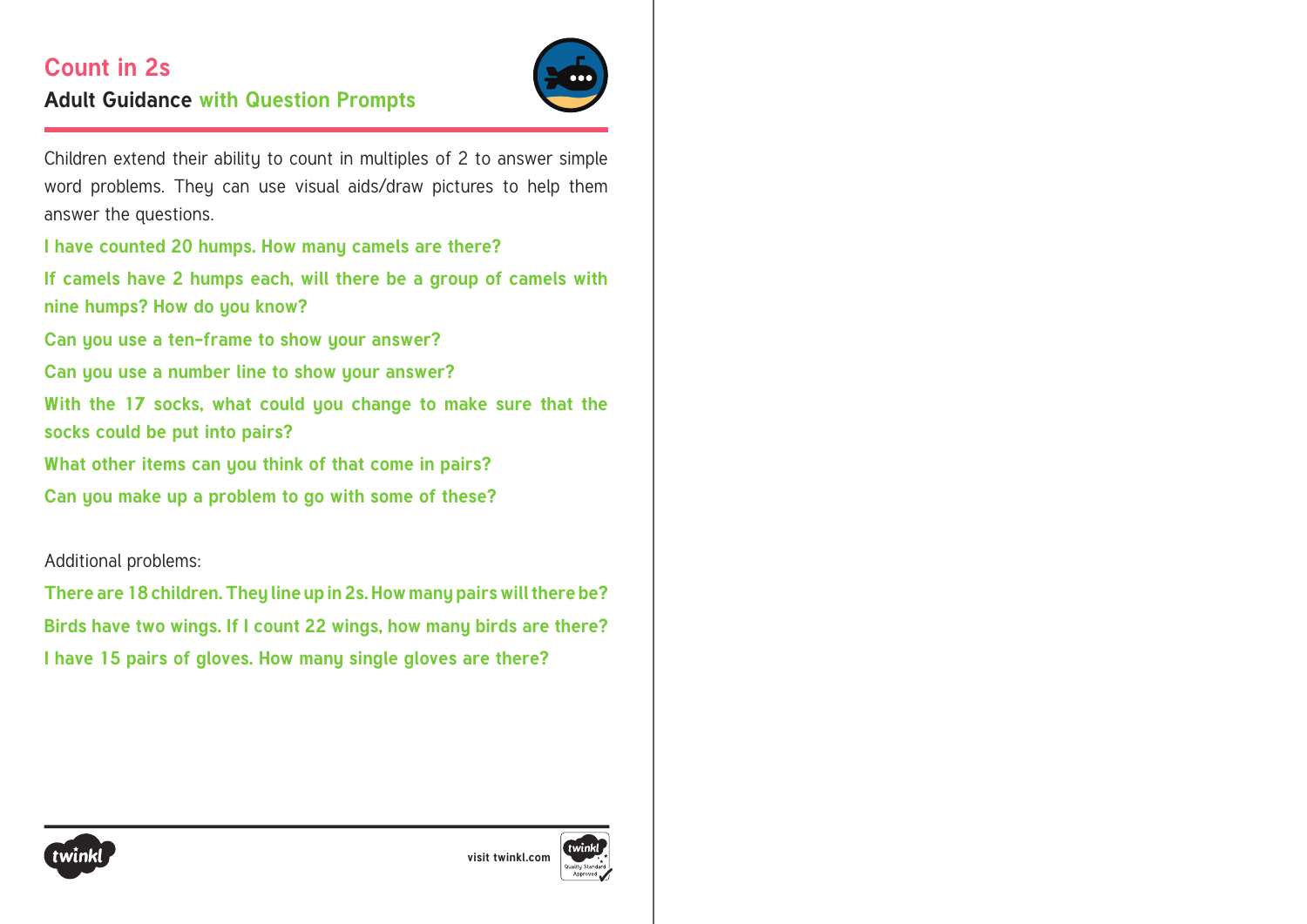# Count in 2s

## Adult Guidance with Question Prompts

Children extend their ability to count in multiples of 2 to answer simple word problems. They can use visual aids/draw pictures to help them answer the questions.

**I have counted 20 humps. How many camels are there?**

**If camels have 2 humps each, will there be a group of camels with nine humps? How do you know?**

**Can you use a ten-frame to show your answer?**

**Can you use a number line to show your answer?**

**With the 17 socks, what could you change to make sure that the socks could be put into pairs?**

**What other items can you think of that come in pairs?**

**Can you make up a problem to go with some of these?**

Additional problems:

**There are 18 children. They line up in 2s. How many pairs will there be?**

**Birds have two wings. If I count 22 wings, how many birds are there?**

**I have 15 pairs of gloves. How many single gloves are there?**